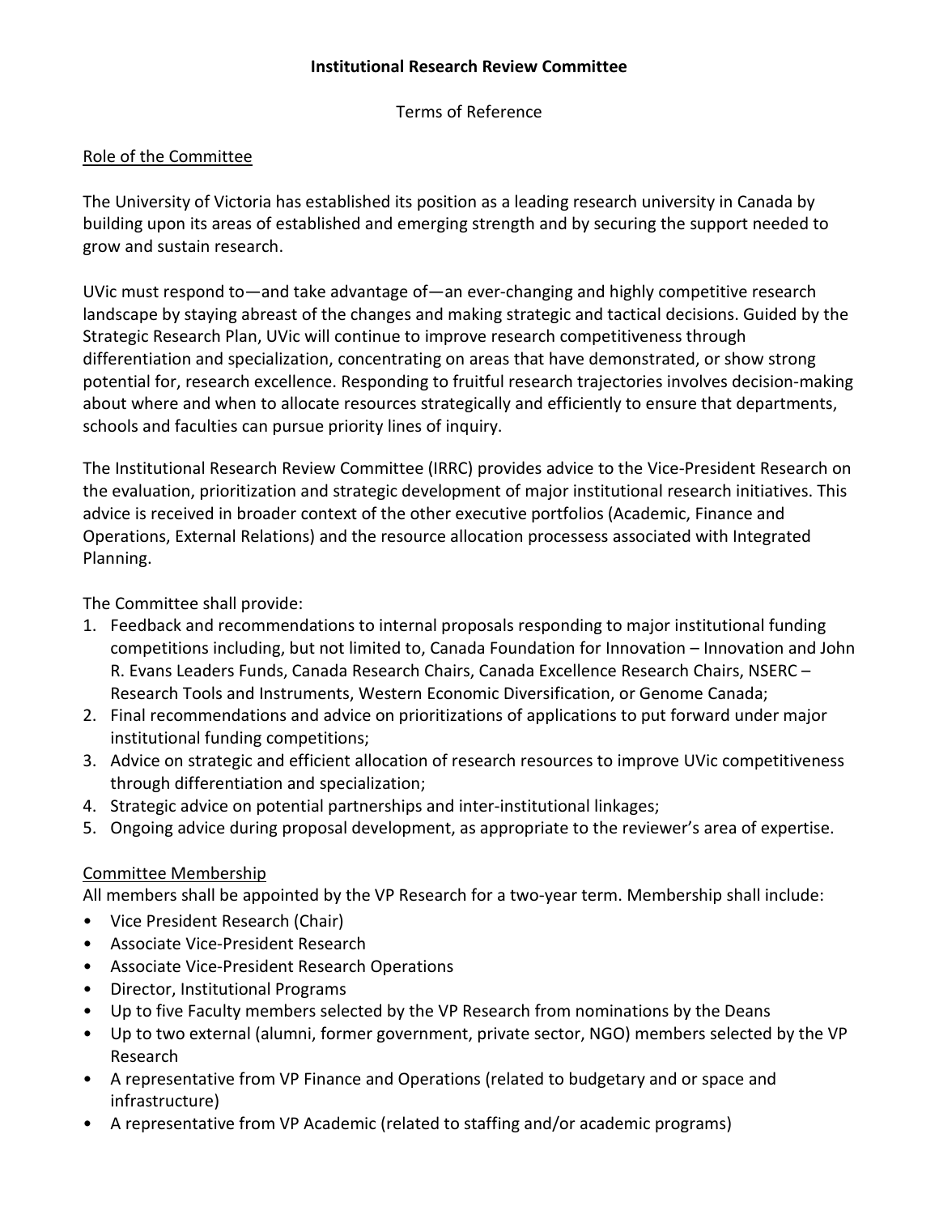# Institutional Research Review Committee

Terms of Reference

## Role of the Committee

The University of Victoria has established its position as a leading research university in Canada by building upon its areas of established and emerging strength and by securing the support needed to grow and sustain research.

UVic must respond to—and take advantage of—an ever-changing and highly competitive research landscape by staying abreast of the changes and making strategic and tactical decisions. Guided by the Strategic Research Plan, UVic will continue to improve research competitiveness through differentiation and specialization, concentrating on areas that have demonstrated, or show strong potential for, research excellence. Responding to fruitful research trajectories involves decision-making about where and when to allocate resources strategically and efficiently to ensure that departments, schools and faculties can pursue priority lines of inquiry.

The Institutional Research Review Committee (IRRC) provides advice to the Vice-President Research on the evaluation, prioritization and strategic development of major institutional research initiatives. This advice is received in broader context of the other executive portfolios (Academic, Finance and Operations, External Relations) and the resource allocation processess associated with Integrated Planning.

The Committee shall provide:

1. Feedback and recommendations to internal proposals responding to major institutional funding competitions including, but not limited to, Canada Foundation for Innovation – Innovation and John R. Evans Leaders Funds, Canada Research Chairs, Canada Excellence Research Chairs, NSERC – Research Tools and Instruments, Western Economic Diversification, or Genome Canada;
2. Final recommendations and advice on prioritizations of applications to put forward under major institutional funding competitions;
3. Advice on strategic and efficient allocation of research resources to improve UVic competitiveness through differentiation and specialization;
4. Strategic advice on potential partnerships and inter-institutional linkages;
5. Ongoing advice during proposal development, as appropriate to the reviewer's area of expertise.

## Committee Membership

All members shall be appointed by the VP Research for a two-year term. Membership shall include:

- Vice President Research (Chair)
- Associate Vice-President Research
- Associate Vice-President Research Operations
- Director, Institutional Programs
- Up to five Faculty members selected by the VP Research from nominations by the Deans
- Up to two external (alumni, former government, private sector, NGO) members selected by the VP Research
- A representative from VP Finance and Operations (related to budgetary and or space and infrastructure)
- A representative from VP Academic (related to staffing and/or academic programs)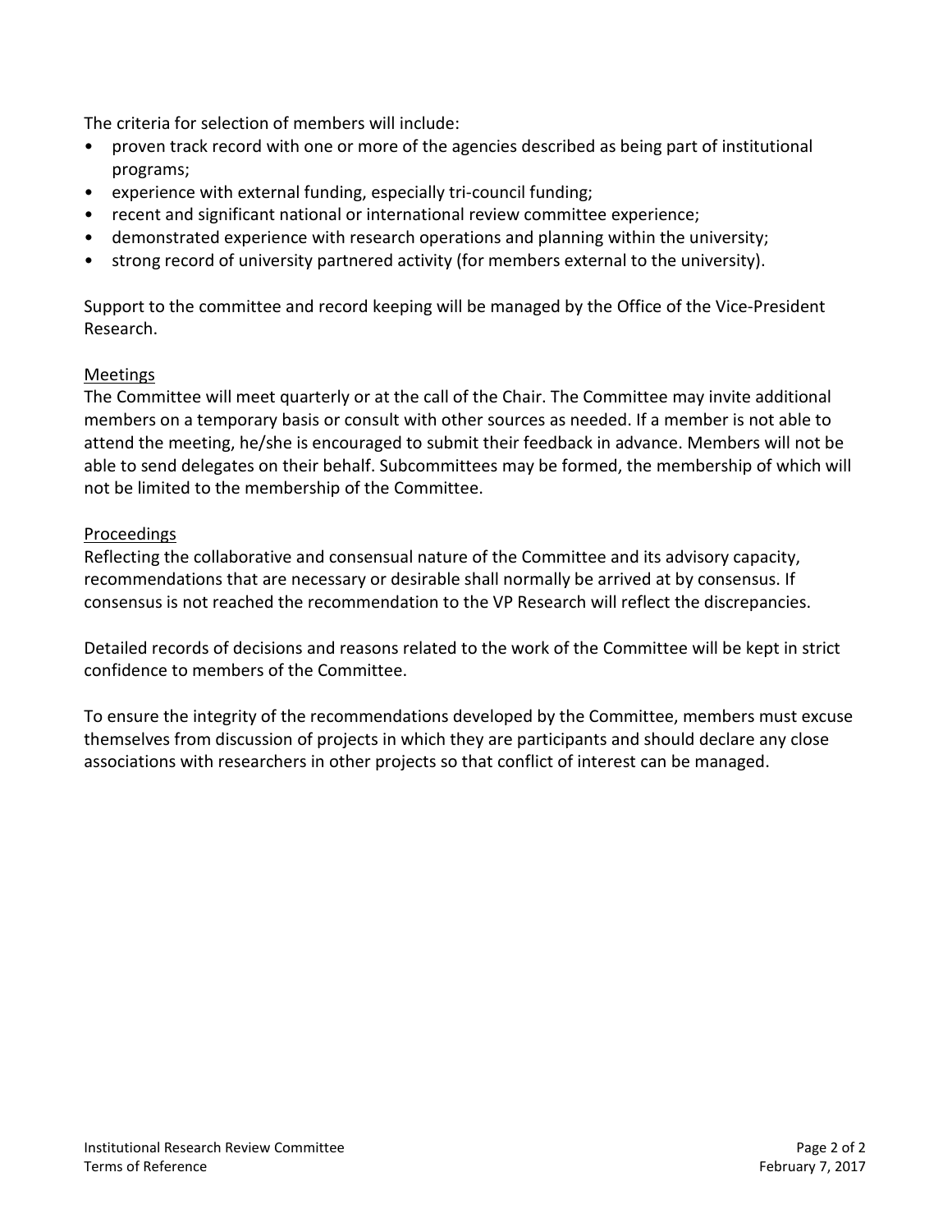The criteria for selection of members will include:

- proven track record with one or more of the agencies described as being part of institutional programs;
- experience with external funding, especially tri-council funding;
- recent and significant national or international review committee experience;
- demonstrated experience with research operations and planning within the university;
- strong record of university partnered activity (for members external to the university).

Support to the committee and record keeping will be managed by the Office of the Vice-President Research.

<u>Meetings</u>

The Committee will meet quarterly or at the call of the Chair. The Committee may invite additional members on a temporary basis or consult with other sources as needed. If a member is not able to attend the meeting, he/she is encouraged to submit their feedback in advance. Members will not be able to send delegates on their behalf. Subcommittees may be formed, the membership of which will not be limited to the membership of the Committee.

<u>Proceedings</u>

Reflecting the collaborative and consensual nature of the Committee and its advisory capacity, recommendations that are necessary or desirable shall normally be arrived at by consensus. If consensus is not reached the recommendation to the VP Research will reflect the discrepancies.

Detailed records of decisions and reasons related to the work of the Committee will be kept in strict confidence to members of the Committee.

To ensure the integrity of the recommendations developed by the Committee, members must excuse themselves from discussion of projects in which they are participants and should declare any close associations with researchers in other projects so that conflict of interest can be managed.